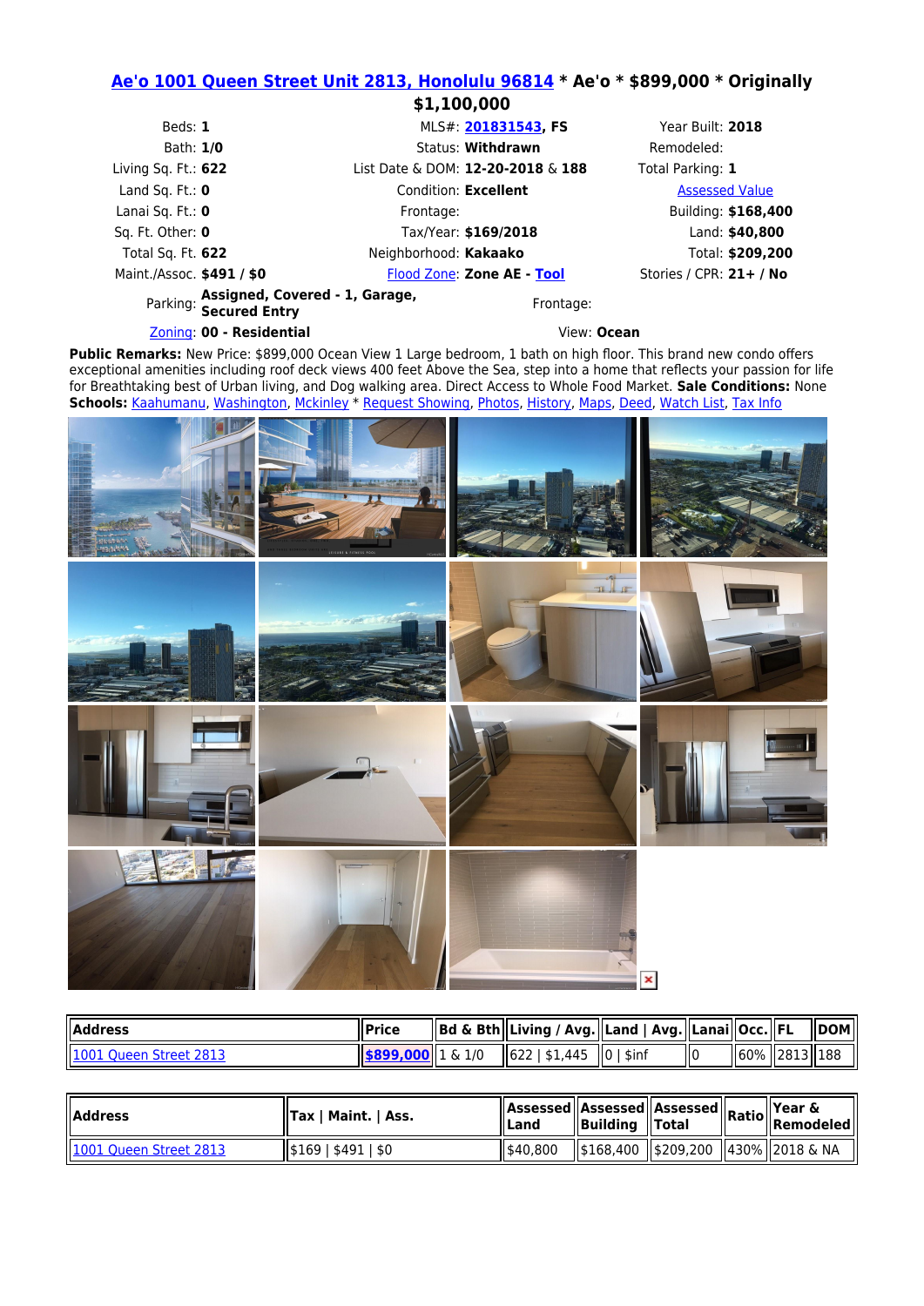## Ae'o 1001 Queen Street Unit 2813, Honolulu 96814 * Ae'o * $899,000 * Originally $1,100,000

| | | | | | |
|---|---|---|---|---|---|
| Beds: | **1** | MLS#: | **201831543, FS** | Year Built: | **2018** |
| Bath: | **1/0** | Status: | **Withdrawn** | Remodeled: | |
| Living Sq. Ft.: | **622** | List Date & DOM: | **12-20-2018** & **188** | Total Parking: | **1** |
| Land Sq. Ft.: | **0** | Condition: | **Excellent** | Assessed Value | |
| Lanai Sq. Ft.: | **0** | Frontage: | | Building: | **$168,400** |
| Sq. Ft. Other: | **0** | Tax/Year: | **$169/2018** | Land: | **$40,800** |
| Total Sq. Ft. | **622** | Neighborhood: | **Kakaako** | Total: | **$209,200** |
| Maint./Assoc. | **$491 / $0** | Flood Zone: | **Zone AE - Tool** | Stories / CPR: | **21+ / No** |
| Parking: | **Assigned, Covered - 1, Garage, Secured Entry** | Frontage: | | | |
| Zoning: | **00 - Residential** | View: | **Ocean** | | |

**Public Remarks:** New Price: $899,000 Ocean View 1 Large bedroom, 1 bath on high floor. This brand new condo offers exceptional amenities including roof deck views 400 feet Above the Sea, step into a home that reflects your passion for life for Breathtaking best of Urban living, and Dog walking area. Direct Access to Whole Food Market. **Sale Conditions:** None
**Schools:** Kaahumanu, Washington, Mckinley * Request Showing, Photos, History, Maps, Deed, Watch List, Tax Info

| Address | Price | Bd & Bth | Living / Avg. | Land \| Avg. | Lanai | Occ. | FL | DOM |
|---|---|---|---|---|---|---|---|---|
| 1001 Queen Street 2813 | $899,000 | 1 & 1/0 | 622 \| $1,445 | 0 \| $inf | 0 | 60% | 2813 | 188 |

| Address | Tax \| Maint. \| Ass. | Assessed Land | Assessed Building | Assessed Total | Ratio | Year & Remodeled |
|---|---|---|---|---|---|---|
| 1001 Queen Street 2813 | $169 \| $491 \| $0 | $40,800 | $168,400 | $209,200 | 430% | 2018 & NA |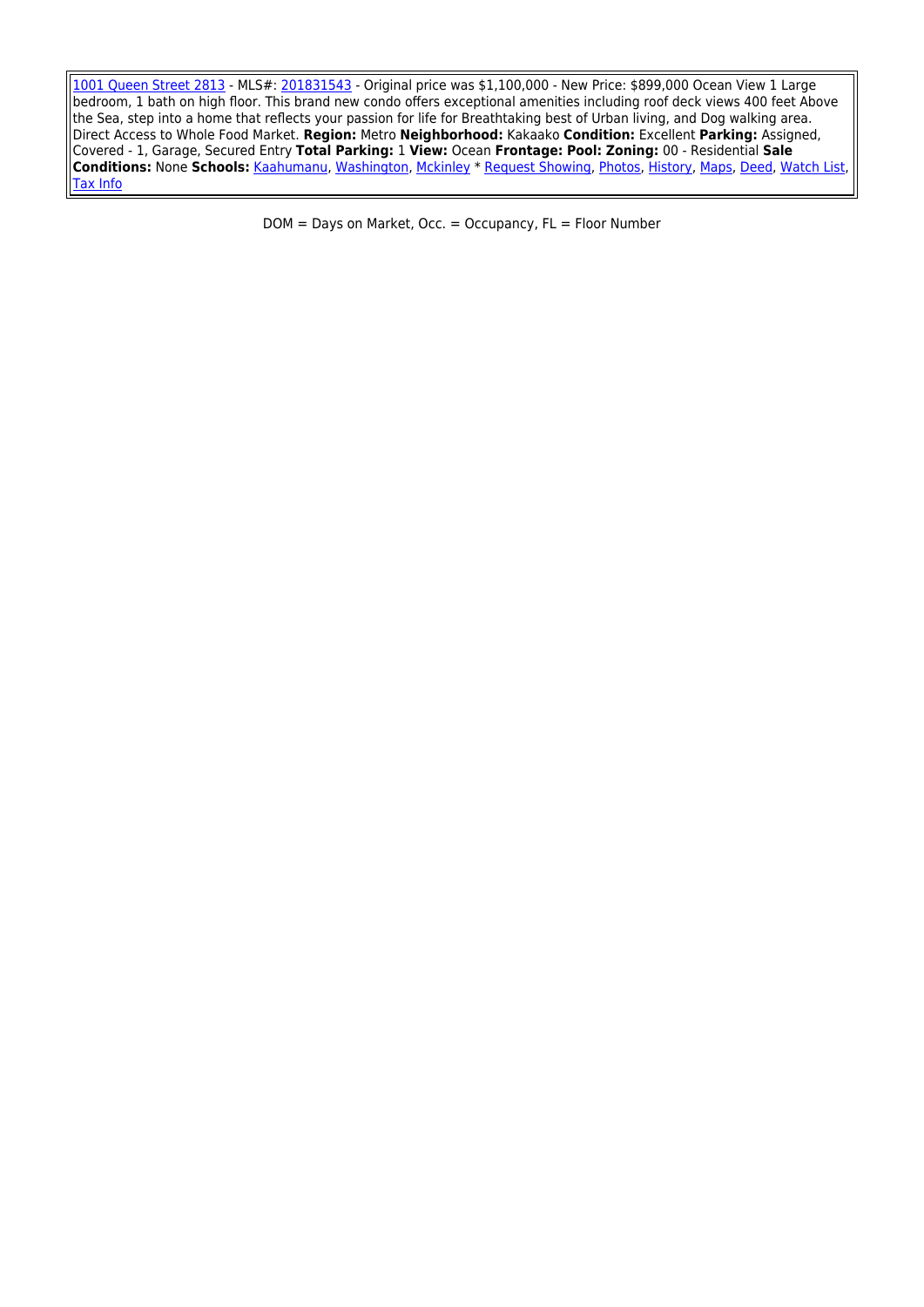| |
|---|
| 1001 Queen Street 2813 - MLS#: 201831543 - Original price was $1,100,000 - New Price: $899,000 Ocean View 1 Large bedroom, 1 bath on high floor. This brand new condo offers exceptional amenities including roof deck views 400 feet Above the Sea, step into a home that reflects your passion for life for Breathtaking best of Urban living, and Dog walking area. Direct Access to Whole Food Market. **Region:** Metro **Neighborhood:** Kakaako **Condition:** Excellent **Parking:** Assigned, Covered - 1, Garage, Secured Entry **Total Parking:** 1 **View:** Ocean **Frontage:** **Pool:** **Zoning:** 00 - Residential **Sale Conditions:** None **Schools:** Kaahumanu, Washington, Mckinley * Request Showing, Photos, History, Maps, Deed, Watch List, Tax Info |

DOM = Days on Market, Occ. = Occupancy, FL = Floor Number